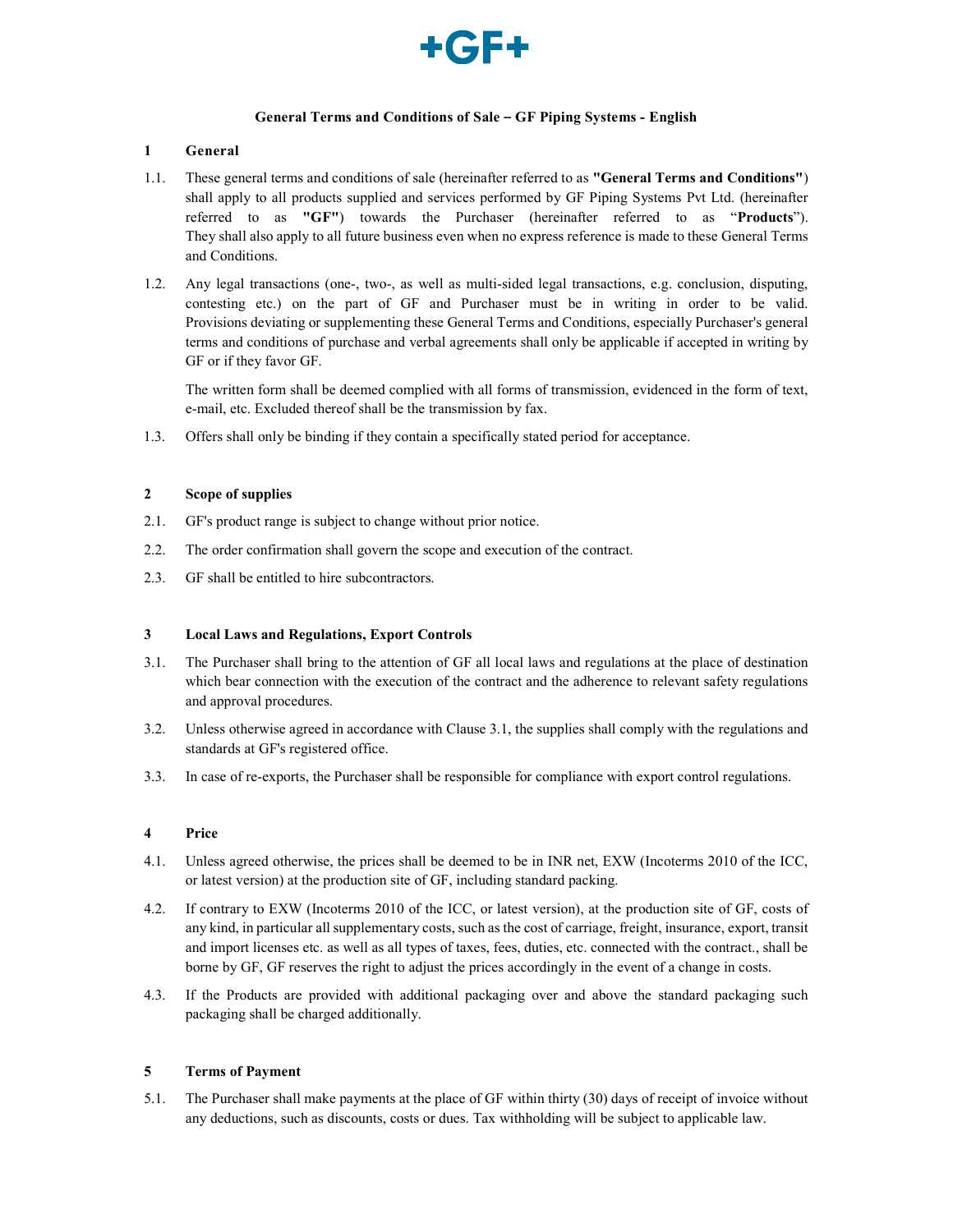+GF+

# General Terms and Conditions of Sale – GF Piping Systems - English

## 1 General

1.1. These general terms and conditions of sale (hereinafter referred to as **"General Terms and Conditions"**) shall apply to all products supplied and services performed by GF Piping Systems Pvt Ltd. (hereinafter referred to as **"GF"**) towards the Purchaser (hereinafter referred to as "**Products**"). They shall also apply to all future business even when no express reference is made to these General Terms and Conditions.

1.2. Any legal transactions (one-, two-, as well as multi-sided legal transactions, e.g. conclusion, disputing, contesting etc.) on the part of GF and Purchaser must be in writing in order to be valid. Provisions deviating or supplementing these General Terms and Conditions, especially Purchaser's general terms and conditions of purchase and verbal agreements shall only be applicable if accepted in writing by GF or if they favor GF.

The written form shall be deemed complied with all forms of transmission, evidenced in the form of text, e-mail, etc. Excluded thereof shall be the transmission by fax.

1.3. Offers shall only be binding if they contain a specifically stated period for acceptance.

## 2 Scope of supplies

2.1. GF's product range is subject to change without prior notice.

2.2. The order confirmation shall govern the scope and execution of the contract.

2.3. GF shall be entitled to hire subcontractors.

## 3 Local Laws and Regulations, Export Controls

3.1. The Purchaser shall bring to the attention of GF all local laws and regulations at the place of destination which bear connection with the execution of the contract and the adherence to relevant safety regulations and approval procedures.

3.2. Unless otherwise agreed in accordance with Clause 3.1, the supplies shall comply with the regulations and standards at GF's registered office.

3.3. In case of re-exports, the Purchaser shall be responsible for compliance with export control regulations.

## 4 Price

4.1. Unless agreed otherwise, the prices shall be deemed to be in INR net, EXW (Incoterms 2010 of the ICC, or latest version) at the production site of GF, including standard packing.

4.2. If contrary to EXW (Incoterms 2010 of the ICC, or latest version), at the production site of GF, costs of any kind, in particular all supplementary costs, such as the cost of carriage, freight, insurance, export, transit and import licenses etc. as well as all types of taxes, fees, duties, etc. connected with the contract., shall be borne by GF, GF reserves the right to adjust the prices accordingly in the event of a change in costs.

4.3. If the Products are provided with additional packaging over and above the standard packaging such packaging shall be charged additionally.

## 5 Terms of Payment

5.1. The Purchaser shall make payments at the place of GF within thirty (30) days of receipt of invoice without any deductions, such as discounts, costs or dues. Tax withholding will be subject to applicable law.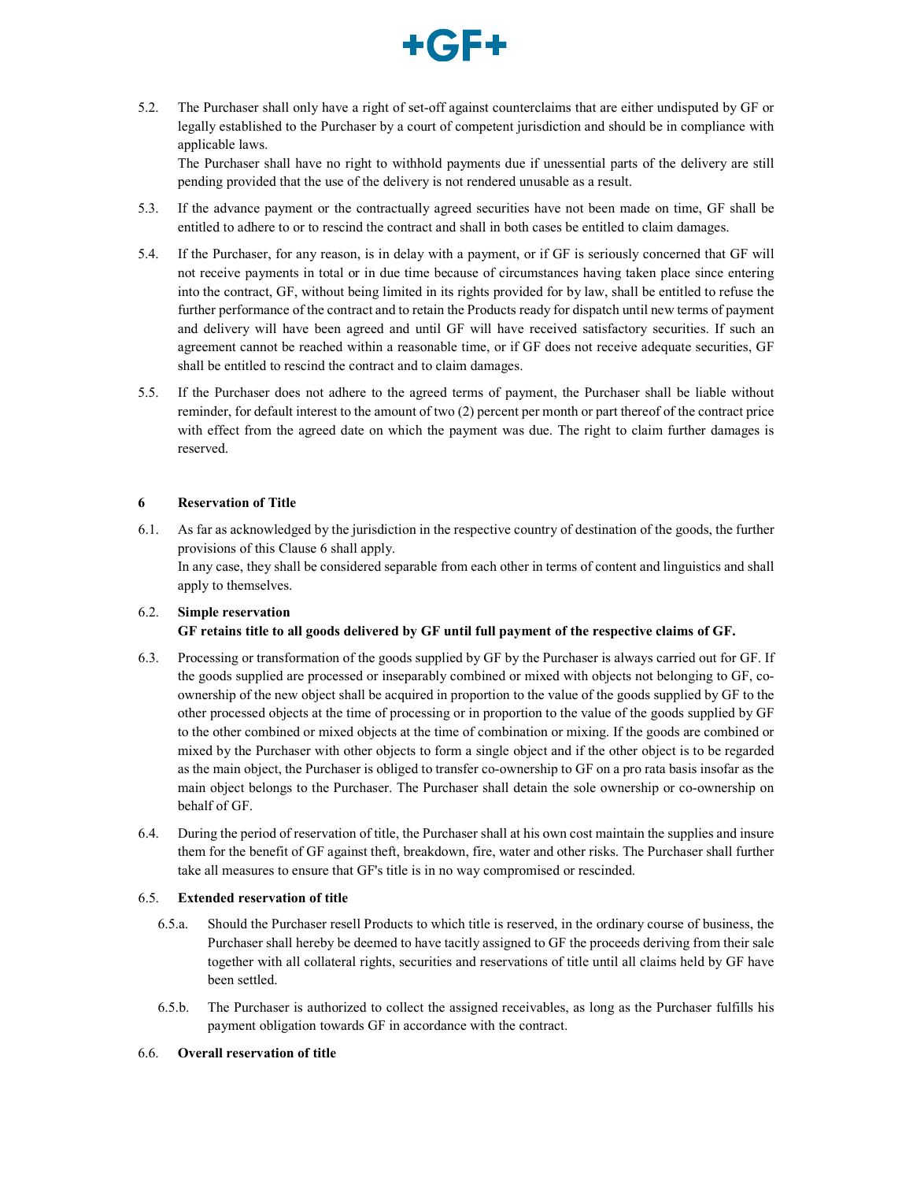5.2. The Purchaser shall only have a right of set-off against counterclaims that are either undisputed by GF or legally established to the Purchaser by a court of competent jurisdiction and should be in compliance with applicable laws.
The Purchaser shall have no right to withhold payments due if unessential parts of the delivery are still pending provided that the use of the delivery is not rendered unusable as a result.

5.3. If the advance payment or the contractually agreed securities have not been made on time, GF shall be entitled to adhere to or to rescind the contract and shall in both cases be entitled to claim damages.

5.4. If the Purchaser, for any reason, is in delay with a payment, or if GF is seriously concerned that GF will not receive payments in total or in due time because of circumstances having taken place since entering into the contract, GF, without being limited in its rights provided for by law, shall be entitled to refuse the further performance of the contract and to retain the Products ready for dispatch until new terms of payment and delivery will have been agreed and until GF will have received satisfactory securities. If such an agreement cannot be reached within a reasonable time, or if GF does not receive adequate securities, GF shall be entitled to rescind the contract and to claim damages.

5.5. If the Purchaser does not adhere to the agreed terms of payment, the Purchaser shall be liable without reminder, for default interest to the amount of two (2) percent per month or part thereof of the contract price with effect from the agreed date on which the payment was due. The right to claim further damages is reserved.

## 6 Reservation of Title

6.1. As far as acknowledged by the jurisdiction in the respective country of destination of the goods, the further provisions of this Clause 6 shall apply.
In any case, they shall be considered separable from each other in terms of content and linguistics and shall apply to themselves.

6.2. **Simple reservation**
**GF retains title to all goods delivered by GF until full payment of the respective claims of GF.**

6.3. Processing or transformation of the goods supplied by GF by the Purchaser is always carried out for GF. If the goods supplied are processed or inseparably combined or mixed with objects not belonging to GF, co-ownership of the new object shall be acquired in proportion to the value of the goods supplied by GF to the other processed objects at the time of processing or in proportion to the value of the goods supplied by GF to the other combined or mixed objects at the time of combination or mixing. If the goods are combined or mixed by the Purchaser with other objects to form a single object and if the other object is to be regarded as the main object, the Purchaser is obliged to transfer co-ownership to GF on a pro rata basis insofar as the main object belongs to the Purchaser. The Purchaser shall detain the sole ownership or co-ownership on behalf of GF.

6.4. During the period of reservation of title, the Purchaser shall at his own cost maintain the supplies and insure them for the benefit of GF against theft, breakdown, fire, water and other risks. The Purchaser shall further take all measures to ensure that GF's title is in no way compromised or rescinded.

6.5. **Extended reservation of title**

6.5.a. Should the Purchaser resell Products to which title is reserved, in the ordinary course of business, the Purchaser shall hereby be deemed to have tacitly assigned to GF the proceeds deriving from their sale together with all collateral rights, securities and reservations of title until all claims held by GF have been settled.

6.5.b. The Purchaser is authorized to collect the assigned receivables, as long as the Purchaser fulfills his payment obligation towards GF in accordance with the contract.

6.6. **Overall reservation of title**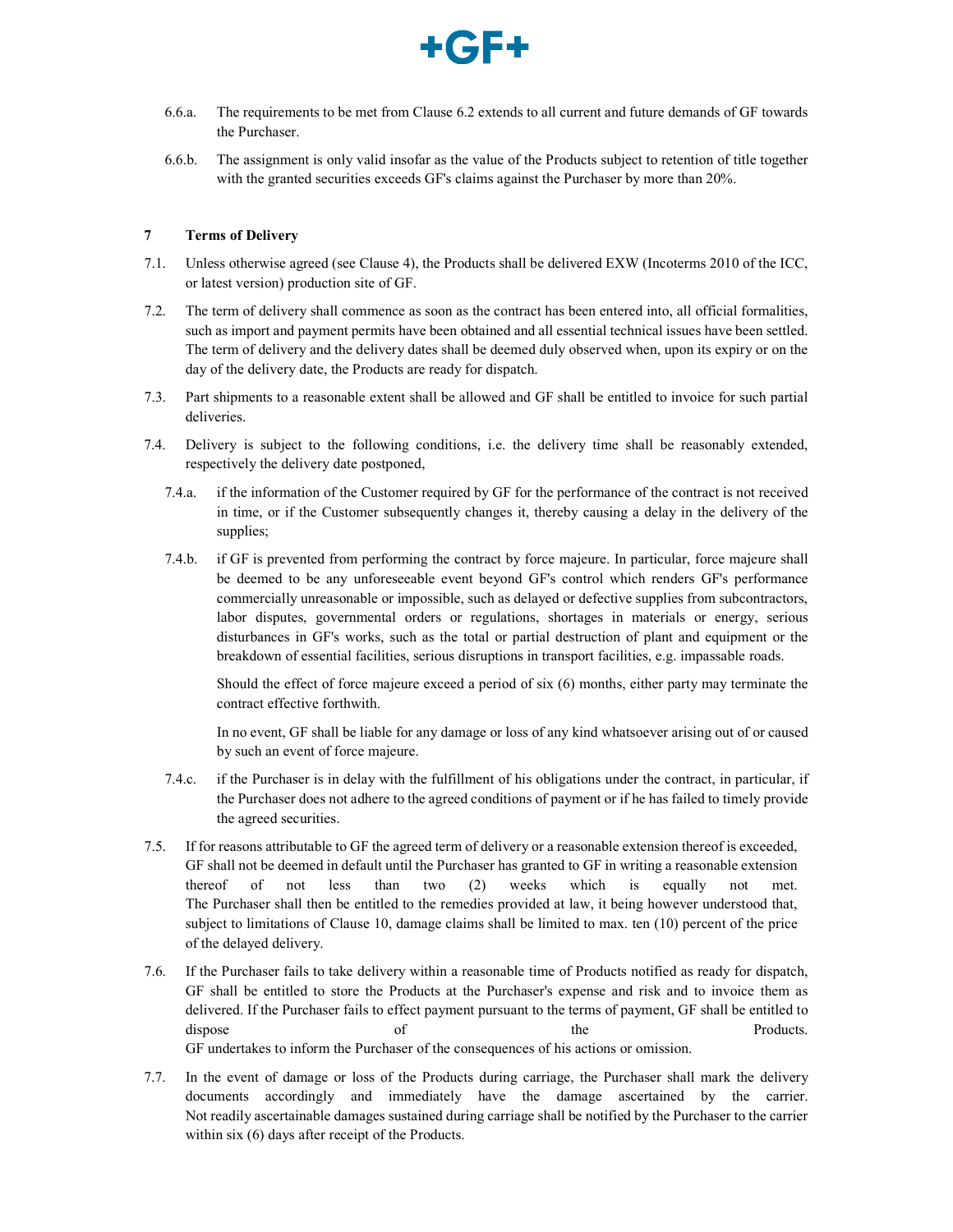6.6.a. The requirements to be met from Clause 6.2 extends to all current and future demands of GF towards the Purchaser.

6.6.b. The assignment is only valid insofar as the value of the Products subject to retention of title together with the granted securities exceeds GF's claims against the Purchaser by more than 20%.

## 7 Terms of Delivery

7.1. Unless otherwise agreed (see Clause 4), the Products shall be delivered EXW (Incoterms 2010 of the ICC, or latest version) production site of GF.

7.2. The term of delivery shall commence as soon as the contract has been entered into, all official formalities, such as import and payment permits have been obtained and all essential technical issues have been settled. The term of delivery and the delivery dates shall be deemed duly observed when, upon its expiry or on the day of the delivery date, the Products are ready for dispatch.

7.3. Part shipments to a reasonable extent shall be allowed and GF shall be entitled to invoice for such partial deliveries.

7.4. Delivery is subject to the following conditions, i.e. the delivery time shall be reasonably extended, respectively the delivery date postponed,

7.4.a. if the information of the Customer required by GF for the performance of the contract is not received in time, or if the Customer subsequently changes it, thereby causing a delay in the delivery of the supplies;

7.4.b. if GF is prevented from performing the contract by force majeure. In particular, force majeure shall be deemed to be any unforeseeable event beyond GF's control which renders GF's performance commercially unreasonable or impossible, such as delayed or defective supplies from subcontractors, labor disputes, governmental orders or regulations, shortages in materials or energy, serious disturbances in GF's works, such as the total or partial destruction of plant and equipment or the breakdown of essential facilities, serious disruptions in transport facilities, e.g. impassable roads.

Should the effect of force majeure exceed a period of six (6) months, either party may terminate the contract effective forthwith.

In no event, GF shall be liable for any damage or loss of any kind whatsoever arising out of or caused by such an event of force majeure.

7.4.c. if the Purchaser is in delay with the fulfillment of his obligations under the contract, in particular, if the Purchaser does not adhere to the agreed conditions of payment or if he has failed to timely provide the agreed securities.

7.5. If for reasons attributable to GF the agreed term of delivery or a reasonable extension thereof is exceeded, GF shall not be deemed in default until the Purchaser has granted to GF in writing a reasonable extension thereof of not less than two (2) weeks which is equally not met. The Purchaser shall then be entitled to the remedies provided at law, it being however understood that, subject to limitations of Clause 10, damage claims shall be limited to max. ten (10) percent of the price of the delayed delivery.

7.6. If the Purchaser fails to take delivery within a reasonable time of Products notified as ready for dispatch, GF shall be entitled to store the Products at the Purchaser's expense and risk and to invoice them as delivered. If the Purchaser fails to effect payment pursuant to the terms of payment, GF shall be entitled to dispose of the Products. GF undertakes to inform the Purchaser of the consequences of his actions or omission.

7.7. In the event of damage or loss of the Products during carriage, the Purchaser shall mark the delivery documents accordingly and immediately have the damage ascertained by the carrier. Not readily ascertainable damages sustained during carriage shall be notified by the Purchaser to the carrier within six (6) days after receipt of the Products.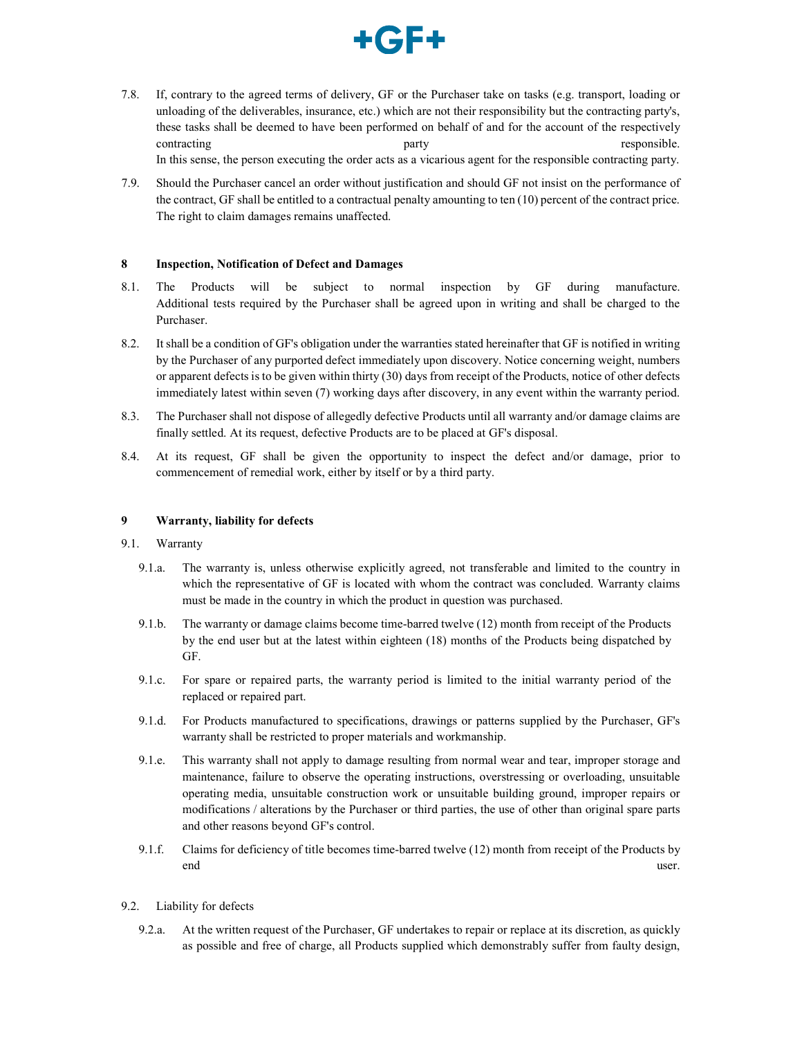7.8. If, contrary to the agreed terms of delivery, GF or the Purchaser take on tasks (e.g. transport, loading or unloading of the deliverables, insurance, etc.) which are not their responsibility but the contracting party's, these tasks shall be deemed to have been performed on behalf of and for the account of the respectively contracting party responsible. In this sense, the person executing the order acts as a vicarious agent for the responsible contracting party.

7.9. Should the Purchaser cancel an order without justification and should GF not insist on the performance of the contract, GF shall be entitled to a contractual penalty amounting to ten (10) percent of the contract price. The right to claim damages remains unaffected.

## 8 Inspection, Notification of Defect and Damages

8.1. The Products will be subject to normal inspection by GF during manufacture. Additional tests required by the Purchaser shall be agreed upon in writing and shall be charged to the Purchaser.

8.2. It shall be a condition of GF's obligation under the warranties stated hereinafter that GF is notified in writing by the Purchaser of any purported defect immediately upon discovery. Notice concerning weight, numbers or apparent defects is to be given within thirty (30) days from receipt of the Products, notice of other defects immediately latest within seven (7) working days after discovery, in any event within the warranty period.

8.3. The Purchaser shall not dispose of allegedly defective Products until all warranty and/or damage claims are finally settled. At its request, defective Products are to be placed at GF's disposal.

8.4. At its request, GF shall be given the opportunity to inspect the defect and/or damage, prior to commencement of remedial work, either by itself or by a third party.

## 9 Warranty, liability for defects

9.1. Warranty

9.1.a. The warranty is, unless otherwise explicitly agreed, not transferable and limited to the country in which the representative of GF is located with whom the contract was concluded. Warranty claims must be made in the country in which the product in question was purchased.

9.1.b. The warranty or damage claims become time-barred twelve (12) month from receipt of the Products by the end user but at the latest within eighteen (18) months of the Products being dispatched by GF.

9.1.c. For spare or repaired parts, the warranty period is limited to the initial warranty period of the replaced or repaired part.

9.1.d. For Products manufactured to specifications, drawings or patterns supplied by the Purchaser, GF's warranty shall be restricted to proper materials and workmanship.

9.1.e. This warranty shall not apply to damage resulting from normal wear and tear, improper storage and maintenance, failure to observe the operating instructions, overstressing or overloading, unsuitable operating media, unsuitable construction work or unsuitable building ground, improper repairs or modifications / alterations by the Purchaser or third parties, the use of other than original spare parts and other reasons beyond GF's control.

9.1.f. Claims for deficiency of title becomes time-barred twelve (12) month from receipt of the Products by end user.

9.2. Liability for defects

9.2.a. At the written request of the Purchaser, GF undertakes to repair or replace at its discretion, as quickly as possible and free of charge, all Products supplied which demonstrably suffer from faulty design,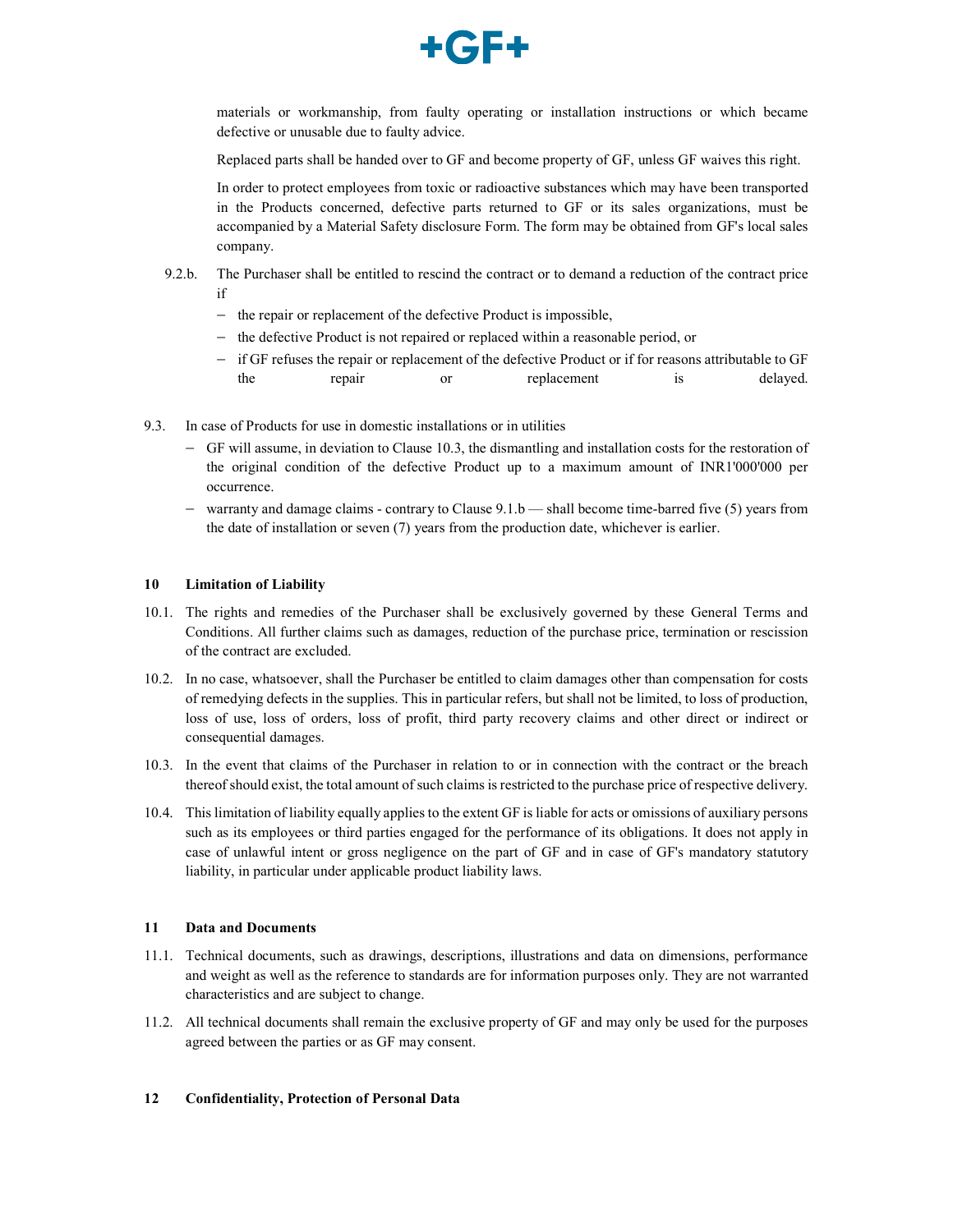materials or workmanship, from faulty operating or installation instructions or which became defective or unusable due to faulty advice.

Replaced parts shall be handed over to GF and become property of GF, unless GF waives this right.

In order to protect employees from toxic or radioactive substances which may have been transported in the Products concerned, defective parts returned to GF or its sales organizations, must be accompanied by a Material Safety disclosure Form. The form may be obtained from GF's local sales company.

9.2.b. The Purchaser shall be entitled to rescind the contract or to demand a reduction of the contract price if

- the repair or replacement of the defective Product is impossible,
- the defective Product is not repaired or replaced within a reasonable period, or
- if GF refuses the repair or replacement of the defective Product or if for reasons attributable to GF the repair or replacement is delayed.

9.3. In case of Products for use in domestic installations or in utilities

- GF will assume, in deviation to Clause 10.3, the dismantling and installation costs for the restoration of the original condition of the defective Product up to a maximum amount of INR1'000'000 per occurrence.
- warranty and damage claims - contrary to Clause 9.1.b — shall become time-barred five (5) years from the date of installation or seven (7) years from the production date, whichever is earlier.

## 10 Limitation of Liability

10.1. The rights and remedies of the Purchaser shall be exclusively governed by these General Terms and Conditions. All further claims such as damages, reduction of the purchase price, termination or rescission of the contract are excluded.

10.2. In no case, whatsoever, shall the Purchaser be entitled to claim damages other than compensation for costs of remedying defects in the supplies. This in particular refers, but shall not be limited, to loss of production, loss of use, loss of orders, loss of profit, third party recovery claims and other direct or indirect or consequential damages.

10.3. In the event that claims of the Purchaser in relation to or in connection with the contract or the breach thereof should exist, the total amount of such claims is restricted to the purchase price of respective delivery.

10.4. This limitation of liability equally applies to the extent GF is liable for acts or omissions of auxiliary persons such as its employees or third parties engaged for the performance of its obligations. It does not apply in case of unlawful intent or gross negligence on the part of GF and in case of GF's mandatory statutory liability, in particular under applicable product liability laws.

## 11 Data and Documents

11.1. Technical documents, such as drawings, descriptions, illustrations and data on dimensions, performance and weight as well as the reference to standards are for information purposes only. They are not warranted characteristics and are subject to change.

11.2. All technical documents shall remain the exclusive property of GF and may only be used for the purposes agreed between the parties or as GF may consent.

## 12 Confidentiality, Protection of Personal Data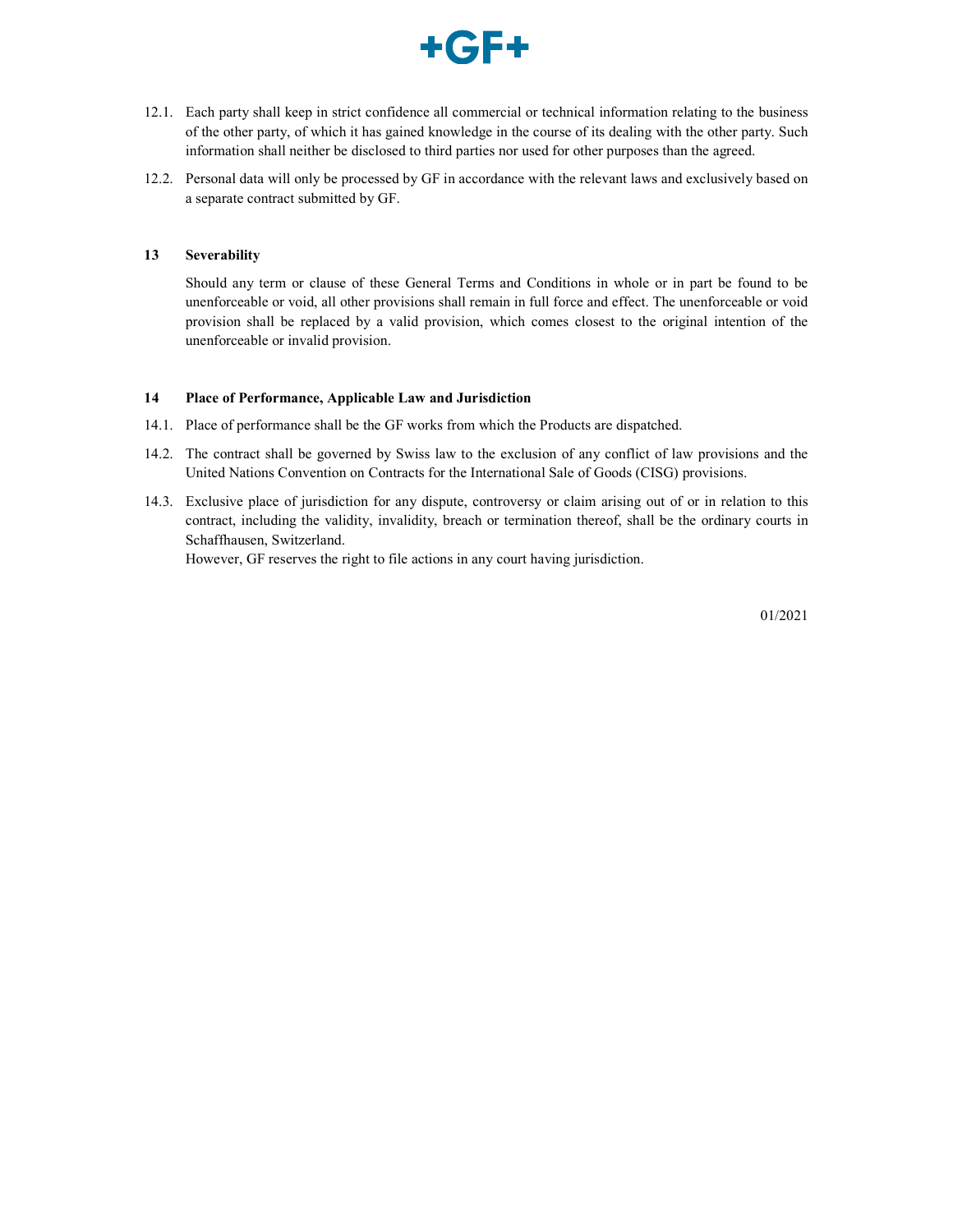12.1. Each party shall keep in strict confidence all commercial or technical information relating to the business of the other party, of which it has gained knowledge in the course of its dealing with the other party. Such information shall neither be disclosed to third parties nor used for other purposes than the agreed.

12.2. Personal data will only be processed by GF in accordance with the relevant laws and exclusively based on a separate contract submitted by GF.

## 13 Severability

Should any term or clause of these General Terms and Conditions in whole or in part be found to be unenforceable or void, all other provisions shall remain in full force and effect. The unenforceable or void provision shall be replaced by a valid provision, which comes closest to the original intention of the unenforceable or invalid provision.

## 14 Place of Performance, Applicable Law and Jurisdiction

14.1. Place of performance shall be the GF works from which the Products are dispatched.

14.2. The contract shall be governed by Swiss law to the exclusion of any conflict of law provisions and the United Nations Convention on Contracts for the International Sale of Goods (CISG) provisions.

14.3. Exclusive place of jurisdiction for any dispute, controversy or claim arising out of or in relation to this contract, including the validity, invalidity, breach or termination thereof, shall be the ordinary courts in Schaffhausen, Switzerland.
However, GF reserves the right to file actions in any court having jurisdiction.

01/2021